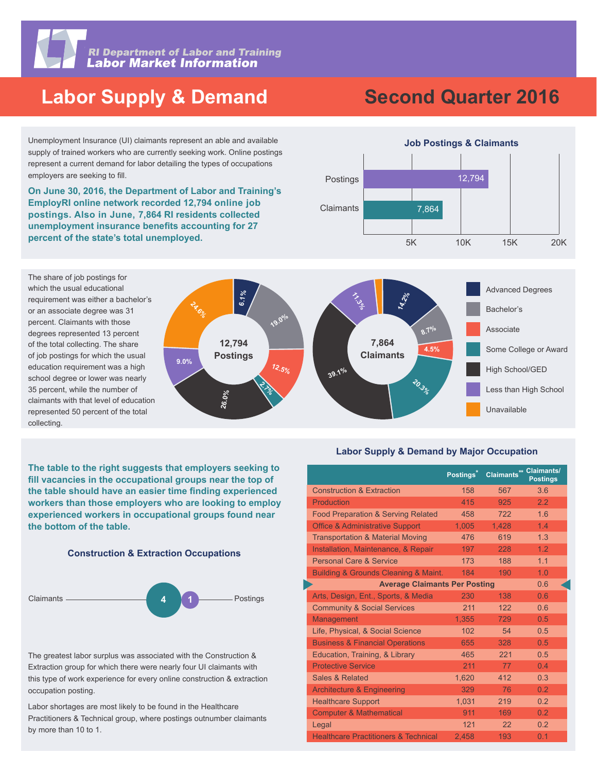RI Department of Labor and Training
Labor Market Information

# Labor Supply & Demand

# Second Quarter 2016

Unemployment Insurance (UI) claimants represent an able and available supply of trained workers who are currently seeking work. Online postings represent a current demand for labor detailing the types of occupations employers are seeking to fill.

**On June 30, 2016, the Department of Labor and Training's EmployRI online network recorded 12,794 online job postings. Also in June, 7,864 RI residents collected unemployment insurance benefits accounting for 27 percent of the state's total unemployed.**

### Job Postings & Claimants

| | Count |
|---|---|
| Postings | 12,794 |
| Claimants | 7,864 |

The share of job postings for which the usual educational requirement was either a bachelor's or an associate degree was 31 percent. Claimants with those degrees represented 13 percent of the total collecting. The share of job postings for which the usual education requirement was a high school degree or lower was nearly 35 percent, while the number of claimants with that level of education represented 50 percent of the total collecting.

| Education | 12,794 Postings | 7,864 Claimants |
|---|---|---|
| Advanced Degrees | 6.1% | 14.2% |
| Bachelor's | 19.0% | 8.7% |
| Associate | 12.5% | 4.5% |
| Some College or Award | 2.7% | 20.3% |
| High School/GED | 26.0% | 39.1% |
| Less than High School | 9.0% | 11.3% |
| Unavailable | 24.6% | |

**The table to the right suggests that employers seeking to fill vacancies in the occupational groups near the top of the table should have an easier time finding experienced workers than those employers who are looking to employ experienced workers in occupational groups found near the bottom of the table.**

### Construction & Extraction Occupations

Claimants 4 — 1 Postings

The greatest labor surplus was associated with the Construction & Extraction group for which there were nearly four UI claimants with this type of work experience for every online construction & extraction occupation posting.

Labor shortages are most likely to be found in the Healthcare Practitioners & Technical group, where postings outnumber claimants by more than 10 to 1.

### Labor Supply & Demand by Major Occupation

| | Postings* | Claimants** | Claimants/ Postings |
|---|---|---|---|
| Construction & Extraction | 158 | 567 | 3.6 |
| Production | 415 | 925 | 2.2 |
| Food Preparation & Serving Related | 458 | 722 | 1.6 |
| Office & Administrative Support | 1,005 | 1,428 | 1.4 |
| Transportation & Material Moving | 476 | 619 | 1.3 |
| Installation, Maintenance, & Repair | 197 | 228 | 1.2 |
| Personal Care & Service | 173 | 188 | 1.1 |
| Building & Grounds Cleaning & Maint. | 184 | 190 | 1.0 |
| **Average Claimants Per Posting** | | | 0.6 |
| Arts, Design, Ent., Sports, & Media | 230 | 138 | 0.6 |
| Community & Social Services | 211 | 122 | 0.6 |
| Management | 1,355 | 729 | 0.5 |
| Life, Physical, & Social Science | 102 | 54 | 0.5 |
| Business & Financial Operations | 655 | 328 | 0.5 |
| Education, Training, & Library | 465 | 221 | 0.5 |
| Protective Service | 211 | 77 | 0.4 |
| Sales & Related | 1,620 | 412 | 0.3 |
| Architecture & Engineering | 329 | 76 | 0.2 |
| Healthcare Support | 1,031 | 219 | 0.2 |
| Computer & Mathematical | 911 | 169 | 0.2 |
| Legal | 121 | 22 | 0.2 |
| Healthcare Practitioners & Technical | 2,458 | 193 | 0.1 |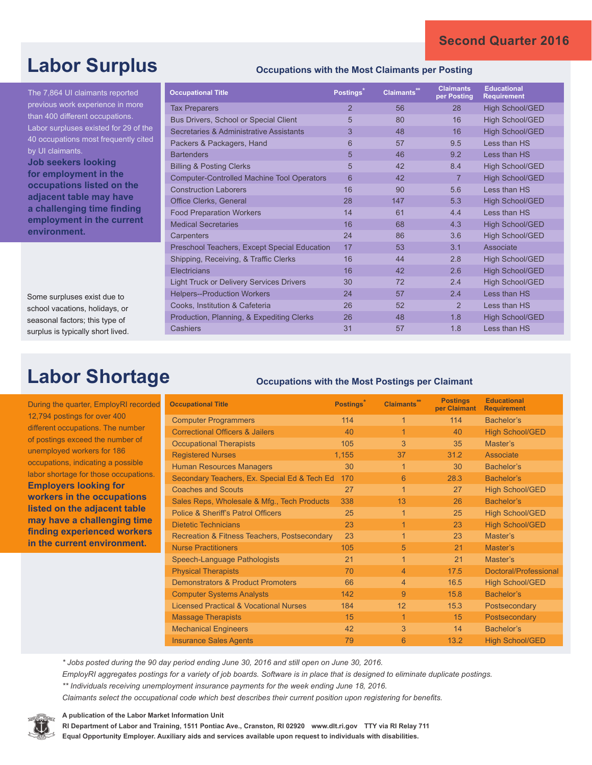Second Quarter 2016

# Labor Surplus

The 7,864 UI claimants reported previous work experience in more than 400 different occupations. Labor surpluses existed for 29 of the 40 occupations most frequently cited by UI claimants.

**Job seekers looking for employment in the occupations listed on the adjacent table may have a challenging time finding employment in the current environment.**

Some surpluses exist due to school vacations, holidays, or seasonal factors; this type of surplus is typically short lived.

### Occupations with the Most Claimants per Posting

| Occupational Title | Postings* | Claimants** | Claimants per Posting | Educational Requirement |
|---|---|---|---|---|
| Tax Preparers | 2 | 56 | 28 | High School/GED |
| Bus Drivers, School or Special Client | 5 | 80 | 16 | High School/GED |
| Secretaries & Administrative Assistants | 3 | 48 | 16 | High School/GED |
| Packers & Packagers, Hand | 6 | 57 | 9.5 | Less than HS |
| Bartenders | 5 | 46 | 9.2 | Less than HS |
| Billing & Posting Clerks | 5 | 42 | 8.4 | High School/GED |
| Computer-Controlled Machine Tool Operators | 6 | 42 | 7 | High School/GED |
| Construction Laborers | 16 | 90 | 5.6 | Less than HS |
| Office Clerks, General | 28 | 147 | 5.3 | High School/GED |
| Food Preparation Workers | 14 | 61 | 4.4 | Less than HS |
| Medical Secretaries | 16 | 68 | 4.3 | High School/GED |
| Carpenters | 24 | 86 | 3.6 | High School/GED |
| Preschool Teachers, Except Special Education | 17 | 53 | 3.1 | Associate |
| Shipping, Receiving, & Traffic Clerks | 16 | 44 | 2.8 | High School/GED |
| Electricians | 16 | 42 | 2.6 | High School/GED |
| Light Truck or Delivery Services Drivers | 30 | 72 | 2.4 | High School/GED |
| Helpers--Production Workers | 24 | 57 | 2.4 | Less than HS |
| Cooks, Institution & Cafeteria | 26 | 52 | 2 | Less than HS |
| Production, Planning, & Expediting Clerks | 26 | 48 | 1.8 | High School/GED |
| Cashiers | 31 | 57 | 1.8 | Less than HS |

# Labor Shortage

During the quarter, EmployRI recorded 12,794 postings for over 400 different occupations. The number of postings exceed the number of unemployed workers for 186 occupations, indicating a possible labor shortage for those occupations.

**Employers looking for workers in the occupations listed on the adjacent table may have a challenging time finding experienced workers in the current environment.**

### Occupations with the Most Postings per Claimant

| Occupational Title | Postings* | Claimants** | Postings per Claimant | Educational Requirement |
|---|---|---|---|---|
| Computer Programmers | 114 | 1 | 114 | Bachelor's |
| Correctional Officers & Jailers | 40 | 1 | 40 | High School/GED |
| Occupational Therapists | 105 | 3 | 35 | Master's |
| Registered Nurses | 1,155 | 37 | 31.2 | Associate |
| Human Resources Managers | 30 | 1 | 30 | Bachelor's |
| Secondary Teachers, Ex. Special Ed & Tech Ed | 170 | 6 | 28.3 | Bachelor's |
| Coaches and Scouts | 27 | 1 | 27 | High School/GED |
| Sales Reps, Wholesale & Mfg., Tech Products | 338 | 13 | 26 | Bachelor's |
| Police & Sheriff's Patrol Officers | 25 | 1 | 25 | High School/GED |
| Dietetic Technicians | 23 | 1 | 23 | High School/GED |
| Recreation & Fitness Teachers, Postsecondary | 23 | 1 | 23 | Master's |
| Nurse Practitioners | 105 | 5 | 21 | Master's |
| Speech-Language Pathologists | 21 | 1 | 21 | Master's |
| Physical Therapists | 70 | 4 | 17.5 | Doctoral/Professional |
| Demonstrators & Product Promoters | 66 | 4 | 16.5 | High School/GED |
| Computer Systems Analysts | 142 | 9 | 15.8 | Bachelor's |
| Licensed Practical & Vocational Nurses | 184 | 12 | 15.3 | Postsecondary |
| Massage Therapists | 15 | 1 | 15 | Postsecondary |
| Mechanical Engineers | 42 | 3 | 14 | Bachelor's |
| Insurance Sales Agents | 79 | 6 | 13.2 | High School/GED |

*\* Jobs posted during the 90 day period ending June 30, 2016 and still open on June 30, 2016.*
*EmployRI aggregates postings for a variety of job boards. Software is in place that is designed to eliminate duplicate postings.*
*\*\* Individuals receiving unemployment insurance payments for the week ending June 18, 2016.*
*Claimants select the occupational code which best describes their current position upon registering for benefits.*

**A publication of the Labor Market Information Unit**
**RI Department of Labor and Training, 1511 Pontiac Ave., Cranston, RI 02920 www.dlt.ri.gov TTY via RI Relay 711**
**Equal Opportunity Employer. Auxiliary aids and services available upon request to individuals with disabilities.**